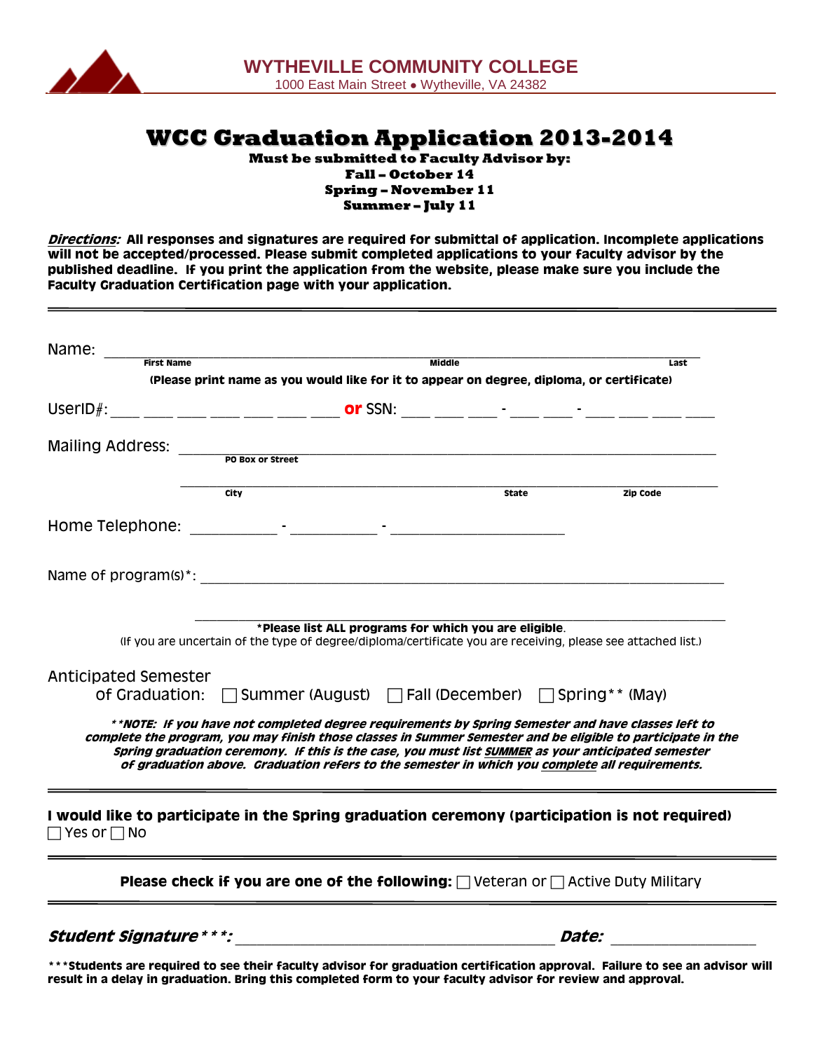**WYTHEVILLE COMMUNITY COLLEGE**
1000 East Main Street • Wytheville, VA 24382

# WCC Graduation Application 2013-2014

**Must be submitted to Faculty Advisor by:**
**Fall – October 14**
**Spring – November 11**
**Summer – July 11**

***Directions:*** **All responses and signatures are required for submittal of application. Incomplete applications will not be accepted/processed. Please submit completed applications to your faculty advisor by the published deadline. If you print the application from the website, please make sure you include the Faculty Graduation Certification page with your application.**

---

Name: ______________________________________________________________
First Name | Middle | Last

**(Please print name as you would like for it to appear on degree, diploma, or certificate)**

UserID#: ___ ___ ___ ___ ___ ___ ___ **or** SSN: ___ ___ ___ - ___ ___ - ___ ___ ___ ___

Mailing Address: ______________________________________________________
PO Box or Street

______________________________________________________
City | State | Zip Code

Home Telephone: ________ - ________ - ______________

Name of program(s)*: ______________________________________________________

______________________________________________________

**\*Please list ALL programs for which you are eligible.**
(If you are uncertain of the type of degree/diploma/certificate you are receiving, please see attached list.)

Anticipated Semester of Graduation: ☐ Summer (August) ☐ Fall (December) ☐ Spring** (May)

***\*\*NOTE: If you have not completed degree requirements by Spring Semester and have classes left to complete the program, you may finish those classes in Summer Semester and be eligible to participate in the Spring graduation ceremony. If this is the case, you must list SUMMER as your anticipated semester of graduation above. Graduation refers to the semester in which you complete all requirements.***

---

**I would like to participate in the Spring graduation ceremony (participation is not required)**
☐ Yes or ☐ No

---

**Please check if you are one of the following:** ☐ Veteran or ☐ Active Duty Military

---

***Student Signature\*\*\*:*** ______________________________ ***Date:*** ______________

**\*\*\*Students are required to see their faculty advisor for graduation certification approval. Failure to see an advisor will result in a delay in graduation. Bring this completed form to your faculty advisor for review and approval.**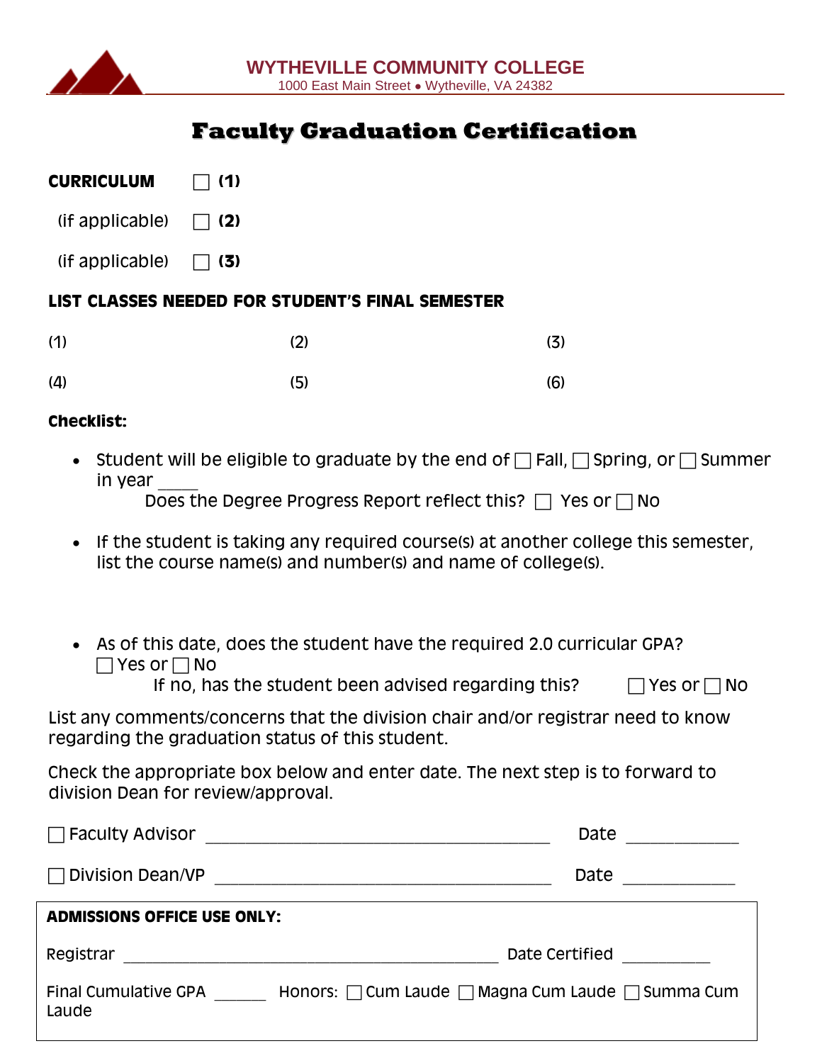**WYTHEVILLE COMMUNITY COLLEGE**
1000 East Main Street • Wytheville, VA 24382

# Faculty Graduation Certification

**CURRICULUM** ☐ **(1)**

(if applicable) ☐ **(2)**

(if applicable) ☐ **(3)**

**LIST CLASSES NEEDED FOR STUDENT'S FINAL SEMESTER**

| (1) | (2) | (3) |
|---|---|---|
| (4) | (5) | (6) |

**Checklist:**

- Student will be eligible to graduate by the end of ☐ Fall, ☐ Spring, or ☐ Summer in year _____
  Does the Degree Progress Report reflect this? ☐ Yes or ☐ No

- If the student is taking any required course(s) at another college this semester, list the course name(s) and number(s) and name of college(s).

- As of this date, does the student have the required 2.0 curricular GPA? ☐ Yes or ☐ No
  If no, has the student been advised regarding this? ☐ Yes or ☐ No

List any comments/concerns that the division chair and/or registrar need to know regarding the graduation status of this student.

Check the appropriate box below and enter date. The next step is to forward to division Dean for review/approval.

☐ Faculty Advisor ______________________________________ Date ____________

☐ Division Dean/VP ______________________________________ Date ____________

**ADMISSIONS OFFICE USE ONLY:**

Registrar ______________________________________________ Date Certified __________

Final Cumulative GPA ______ Honors: ☐ Cum Laude ☐ Magna Cum Laude ☐ Summa Cum Laude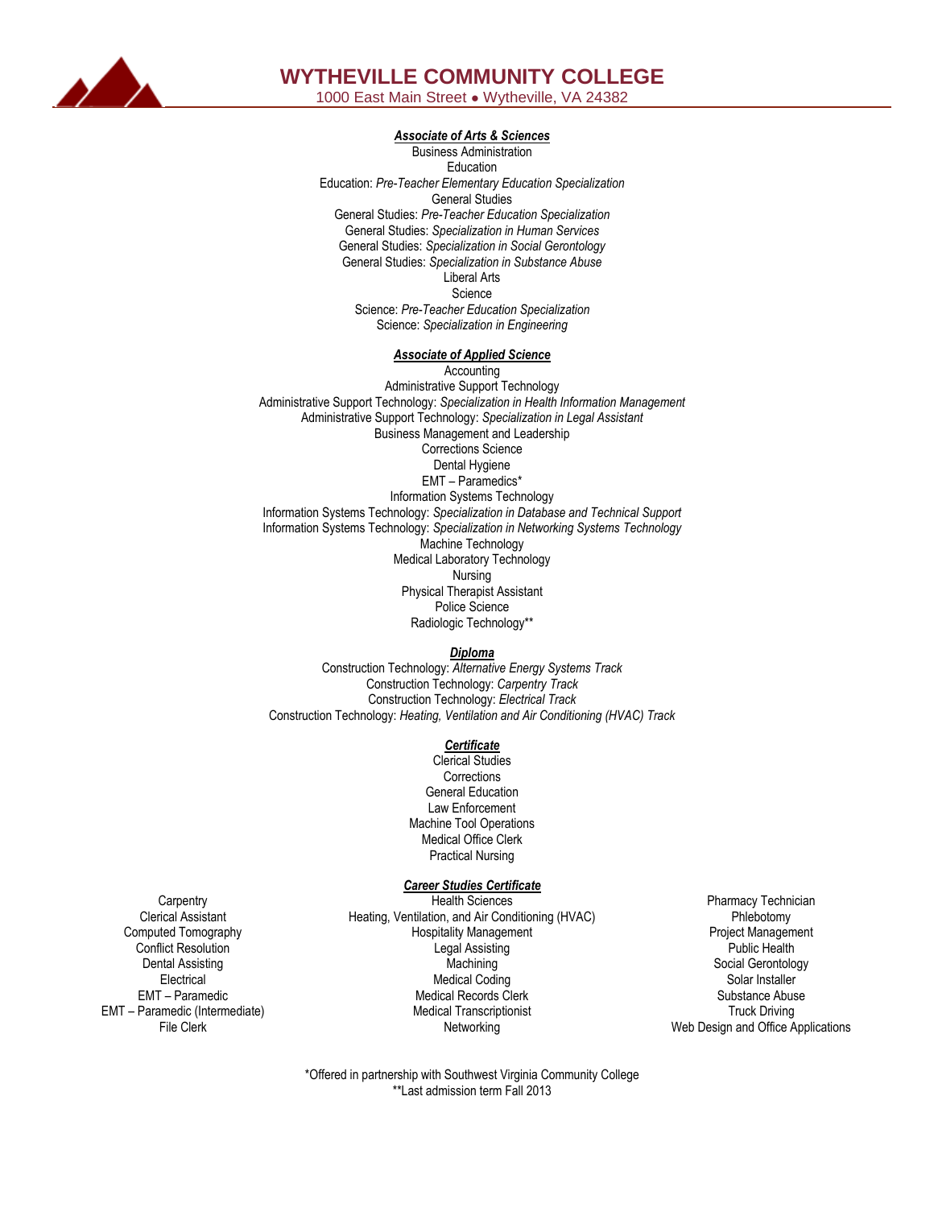# WYTHEVILLE COMMUNITY COLLEGE

1000 East Main Street • Wytheville, VA 24382

## *Associate of Arts & Sciences*

Business Administration
Education
Education: *Pre-Teacher Elementary Education Specialization*
General Studies
General Studies: *Pre-Teacher Education Specialization*
General Studies: *Specialization in Human Services*
General Studies: *Specialization in Social Gerontology*
General Studies: *Specialization in Substance Abuse*
Liberal Arts
Science
Science: *Pre-Teacher Education Specialization*
Science: *Specialization in Engineering*

## *Associate of Applied Science*

Accounting
Administrative Support Technology
Administrative Support Technology: *Specialization in Health Information Management*
Administrative Support Technology: *Specialization in Legal Assistant*
Business Management and Leadership
Corrections Science
Dental Hygiene
EMT – Paramedics*
Information Systems Technology
Information Systems Technology: *Specialization in Database and Technical Support*
Information Systems Technology: *Specialization in Networking Systems Technology*
Machine Technology
Medical Laboratory Technology
Nursing
Physical Therapist Assistant
Police Science
Radiologic Technology**

## *Diploma*

Construction Technology: *Alternative Energy Systems Track*
Construction Technology: *Carpentry Track*
Construction Technology: *Electrical Track*
Construction Technology: *Heating, Ventilation and Air Conditioning (HVAC) Track*

## *Certificate*

Clerical Studies
Corrections
General Education
Law Enforcement
Machine Tool Operations
Medical Office Clerk
Practical Nursing

## *Career Studies Certificate*

Carpentry
Clerical Assistant
Computed Tomography
Conflict Resolution
Dental Assisting
Electrical
EMT – Paramedic
EMT – Paramedic (Intermediate)
File Clerk
Health Sciences
Heating, Ventilation, and Air Conditioning (HVAC)
Hospitality Management
Legal Assisting
Machining
Medical Coding
Medical Records Clerk
Medical Transcriptionist
Networking
Pharmacy Technician
Phlebotomy
Project Management
Public Health
Social Gerontology
Solar Installer
Substance Abuse
Truck Driving
Web Design and Office Applications

*Offered in partnership with Southwest Virginia Community College
**Last admission term Fall 2013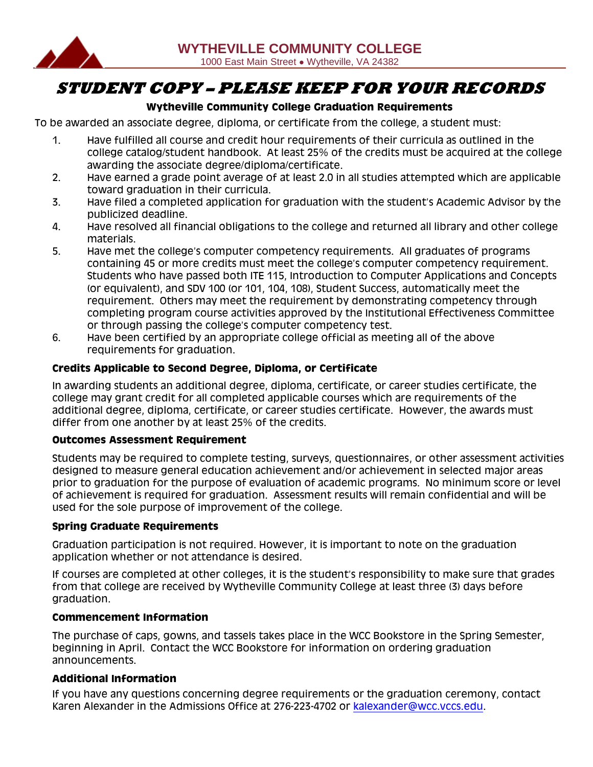# WYTHEVILLE COMMUNITY COLLEGE

1000 East Main Street • Wytheville, VA 24382

## *STUDENT COPY – PLEASE KEEP FOR YOUR RECORDS*

### Wytheville Community College Graduation Requirements

To be awarded an associate degree, diploma, or certificate from the college, a student must:

1. Have fulfilled all course and credit hour requirements of their curricula as outlined in the college catalog/student handbook. At least 25% of the credits must be acquired at the college awarding the associate degree/diploma/certificate.
2. Have earned a grade point average of at least 2.0 in all studies attempted which are applicable toward graduation in their curricula.
3. Have filed a completed application for graduation with the student's Academic Advisor by the publicized deadline.
4. Have resolved all financial obligations to the college and returned all library and other college materials.
5. Have met the college's computer competency requirements. All graduates of programs containing 45 or more credits must meet the college's computer competency requirement. Students who have passed both ITE 115, Introduction to Computer Applications and Concepts (or equivalent), and SDV 100 (or 101, 104, 108), Student Success, automatically meet the requirement. Others may meet the requirement by demonstrating competency through completing program course activities approved by the Institutional Effectiveness Committee or through passing the college's computer competency test.
6. Have been certified by an appropriate college official as meeting all of the above requirements for graduation.

**Credits Applicable to Second Degree, Diploma, or Certificate**

In awarding students an additional degree, diploma, certificate, or career studies certificate, the college may grant credit for all completed applicable courses which are requirements of the additional degree, diploma, certificate, or career studies certificate. However, the awards must differ from one another by at least 25% of the credits.

**Outcomes Assessment Requirement**

Students may be required to complete testing, surveys, questionnaires, or other assessment activities designed to measure general education achievement and/or achievement in selected major areas prior to graduation for the purpose of evaluation of academic programs. No minimum score or level of achievement is required for graduation. Assessment results will remain confidential and will be used for the sole purpose of improvement of the college.

**Spring Graduate Requirements**

Graduation participation is not required. However, it is important to note on the graduation application whether or not attendance is desired.

If courses are completed at other colleges, it is the student's responsibility to make sure that grades from that college are received by Wytheville Community College at least three (3) days before graduation.

**Commencement Information**

The purchase of caps, gowns, and tassels takes place in the WCC Bookstore in the Spring Semester, beginning in April. Contact the WCC Bookstore for information on ordering graduation announcements.

**Additional Information**

If you have any questions concerning degree requirements or the graduation ceremony, contact Karen Alexander in the Admissions Office at 276-223-4702 or kalexander@wcc.vccs.edu.